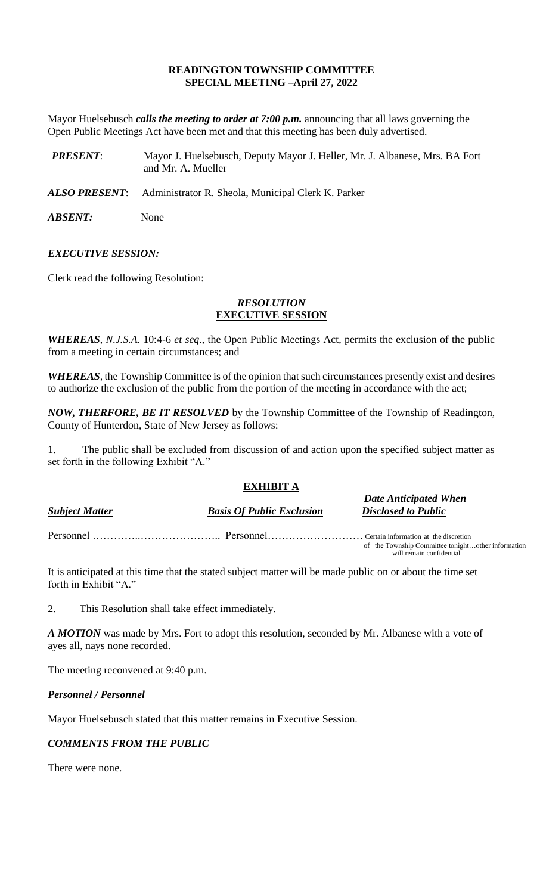# READINGTON TOWNSHIP COMMITTEE
## SPECIAL MEETING –April 27, 2022

Mayor Huelsebusch ***calls the meeting to order at 7:00 p.m.*** announcing that all laws governing the Open Public Meetings Act have been met and that this meeting has been duly advertised.

***PRESENT***: Mayor J. Huelsebusch, Deputy Mayor J. Heller, Mr. J. Albanese, Mrs. BA Fort and Mr. A. Mueller

***ALSO PRESENT***: Administrator R. Sheola, Municipal Clerk K. Parker

***ABSENT:*** None

***EXECUTIVE SESSION:***

Clerk read the following Resolution:

***RESOLUTION***
**EXECUTIVE SESSION**

***WHEREAS***, *N.J.S.A.* 10:4-6 *et seq*., the Open Public Meetings Act, permits the exclusion of the public from a meeting in certain circumstances; and

***WHEREAS***, the Township Committee is of the opinion that such circumstances presently exist and desires to authorize the exclusion of the public from the portion of the meeting in accordance with the act;

***NOW, THERFORE, BE IT RESOLVED*** by the Township Committee of the Township of Readington, County of Hunterdon, State of New Jersey as follows:

1. The public shall be excluded from discussion of and action upon the specified subject matter as set forth in the following Exhibit "A."

**EXHIBIT A**

| ***Subject Matter*** | ***Basis Of Public Exclusion*** | ***Date Anticipated When Disclosed to Public*** |
|---|---|---|
| Personnel ………..………………….. | Personnel……………………… | Certain information at the discretion of the Township Committee tonight…other information will remain confidential |

It is anticipated at this time that the stated subject matter will be made public on or about the time set forth in Exhibit "A."

2. This Resolution shall take effect immediately.

***A MOTION*** was made by Mrs. Fort to adopt this resolution, seconded by Mr. Albanese with a vote of ayes all, nays none recorded.

The meeting reconvened at 9:40 p.m.

***Personnel / Personnel***

Mayor Huelsebusch stated that this matter remains in Executive Session.

***COMMENTS FROM THE PUBLIC***

There were none.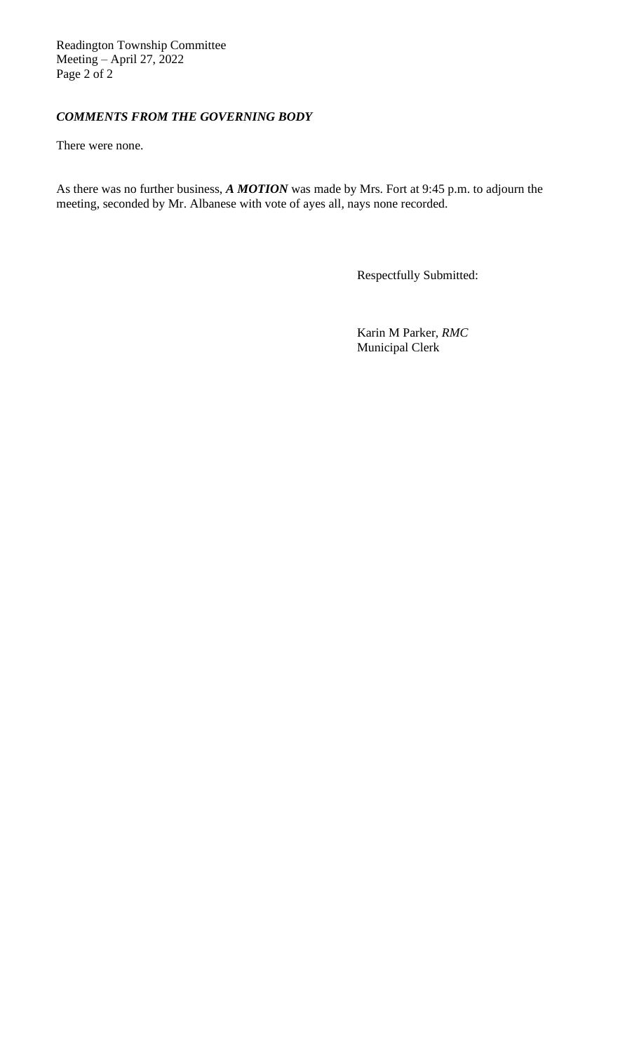***COMMENTS FROM THE GOVERNING BODY***

There were none.

As there was no further business, ***A MOTION*** was made by Mrs. Fort at 9:45 p.m. to adjourn the meeting, seconded by Mr. Albanese with vote of ayes all, nays none recorded.

Respectfully Submitted:

Karin M Parker, *RMC*
Municipal Clerk